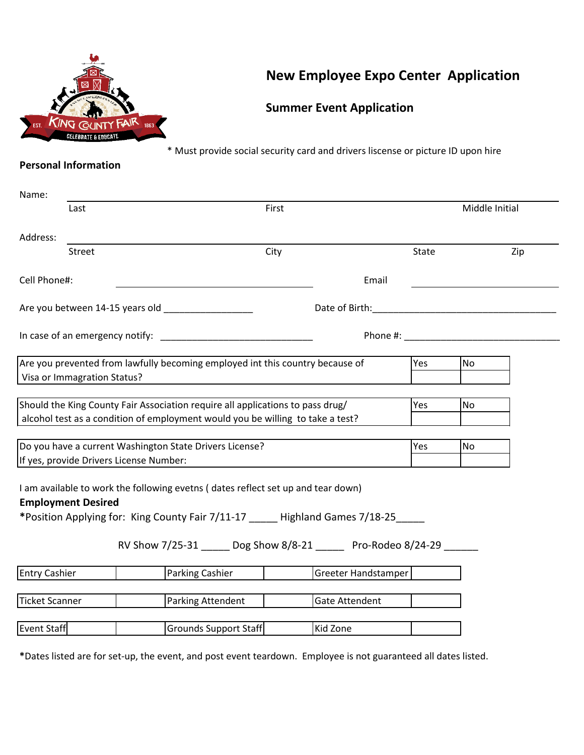# New Employee Expo Center Application

## Summer Event Application

\* Must provide social security card and drivers liscense or picture ID upon hire

**Personal Information**

Name: ______________________________________________

Last | First | Middle Initial

Address: ______________________________________________

Street | City | State | Zip

Cell Phone#: ______________________ Email ______________________

Are you between 14-15 years old _________________ Date of Birth:___________________________________

In case of an emergency notify: _____________________________ Phone #: ______________________________

| | Yes | No |
|---|---|---|
| Are you prevented from lawfully becoming employed int this country because of Visa or Immagration Status? | | |

| | Yes | No |
|---|---|---|
| Should the King County Fair Association require all applications to pass drug/ alcohol test as a condition of employment would you be willing to take a test? | | |

| | Yes | No |
|---|---|---|
| Do you have a current Washington State Drivers License? If yes, provide Drivers License Number: | | |

I am available to work the following evetns ( dates reflect set up and tear down)

**Employment Desired**

\*Position Applying for: King County Fair 7/11-17 _____ Highland Games 7/18-25_____

RV Show 7/25-31 _____ Dog Show 8/8-21 _____ Pro-Rodeo 8/24-29 ______

| | | | | | |
|---|---|---|---|---|---|
| Entry Cashier | | Parking Cashier | | Greeter Handstamper | |
| Ticket Scanner | | Parking Attendent | | Gate Attendent | |
| Event Staff | | Grounds Support Staff | | Kid Zone | |

\*Dates listed are for set-up, the event, and post event teardown. Employee is not guaranteed all dates listed.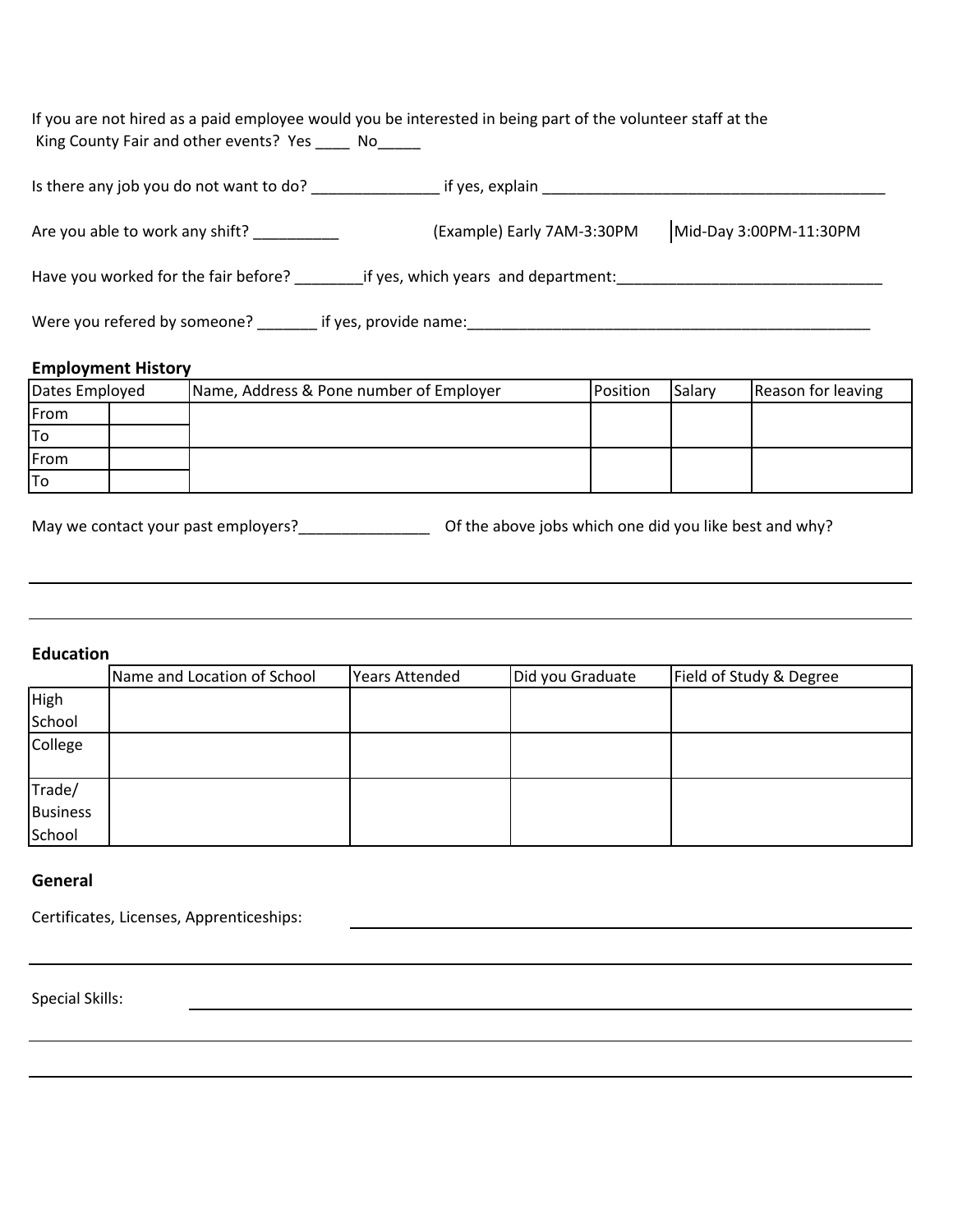If you are not hired as a paid employee would you be interested in being part of the volunteer staff at the King County Fair and other events? Yes ____ No_____

Is there any job you do not want to do? _______________ if yes, explain ___________________________________________

Are you able to work any shift? __________ (Example) Early 7AM-3:30PM | Mid-Day 3:00PM-11:30PM

Have you worked for the fair before? ________if yes, which years and department:_______________________________

Were you refered by someone? _______ if yes, provide name:__________________________________________________

**Employment History**

| Dates Employed | | Name, Address & Pone number of Employer | Position | Salary | Reason for leaving |
|---|---|---|---|---|---|
| From | | | | | |
| To | | | | | |
| From | | | | | |
| To | | | | | |

May we contact your past employers?_______________ Of the above jobs which one did you like best and why?

_______________________________________________________________________________

_______________________________________________________________________________

**Education**

| | Name and Location of School | Years Attended | Did you Graduate | Field of Study & Degree |
|---|---|---|---|---|
| High School | | | | |
| College | | | | |
| Trade/ Business School | | | | |

**General**

Certificates, Licenses, Apprenticeships: _______________________________________________

_______________________________________________________________________________

Special Skills: _______________________________________________________________

_______________________________________________________________________________

_______________________________________________________________________________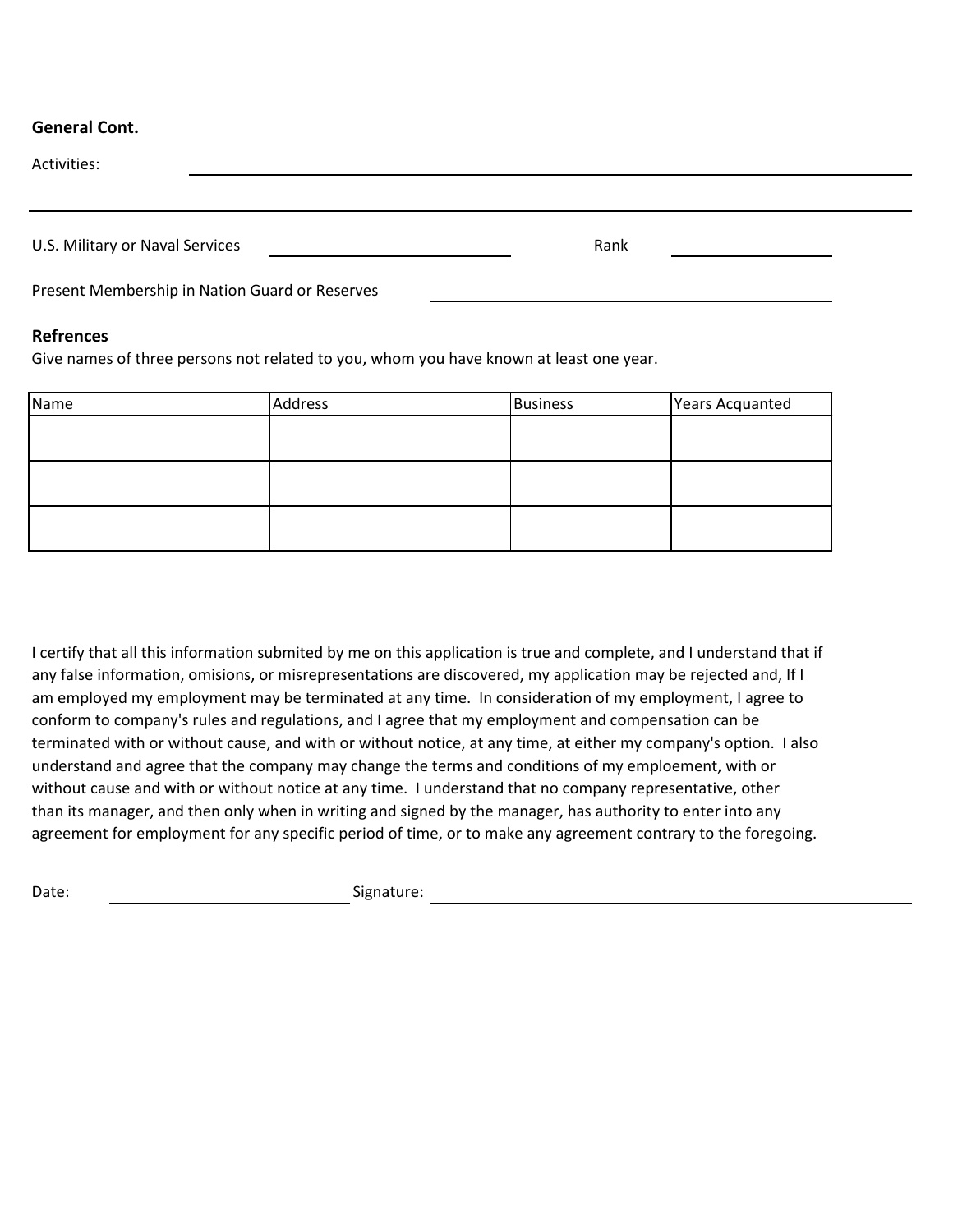**General Cont.**

Activities: ______________________________________________

______________________________________________

U.S. Military or Naval Services ____________________ Rank ____________

Present Membership in Nation Guard or Reserves ____________________

**Refrences**

Give names of three persons not related to you, whom you have known at least one year.

| Name | Address | Business | Years Acquanted |
|---|---|---|---|
| | | | |
| | | | |
| | | | |

I certify that all this information submited by me on this application is true and complete, and I understand that if any false information, omisions, or misrepresentations are discovered, my application may be rejected and, If I am employed my employment may be terminated at any time. In consideration of my employment, I agree to conform to company's rules and regulations, and I agree that my employment and compensation can be terminated with or without cause, and with or without notice, at any time, at either my company's option. I also understand and agree that the company may change the terms and conditions of my emploement, with or without cause and with or without notice at any time. I understand that no company representative, other than its manager, and then only when in writing and signed by the manager, has authority to enter into any agreement for employment for any specific period of time, or to make any agreement contrary to the foregoing.

Date: ____________________ Signature: ______________________________